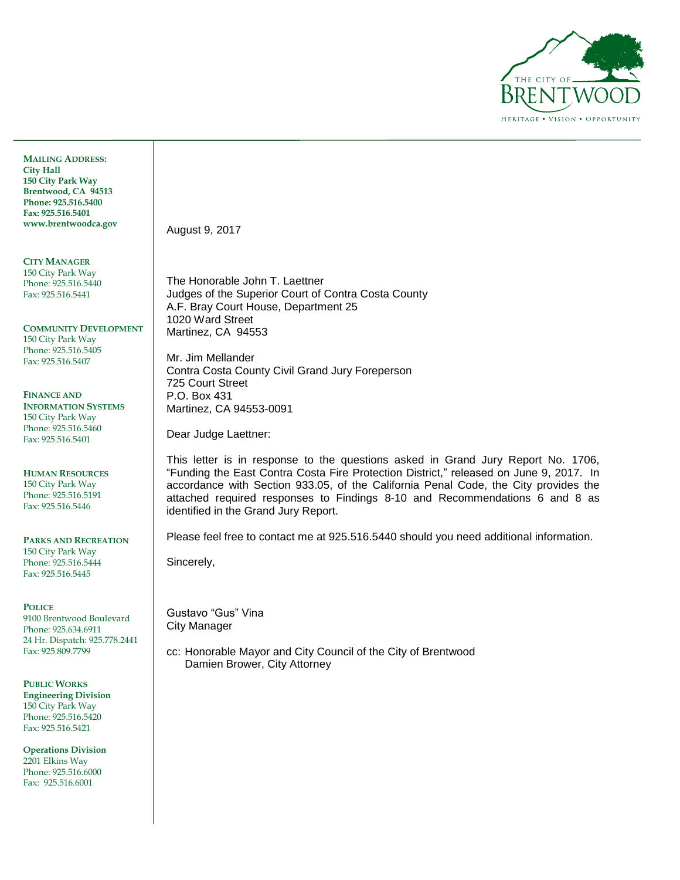THE CITY OF BRENTWOOD
HERITAGE • VISION • OPPORTUNITY

**MAILING ADDRESS:**
**City Hall**
**150 City Park Way**
**Brentwood, CA 94513**
**Phone: 925.516.5400**
**Fax: 925.516.5401**
**www.brentwoodca.gov**

**CITY MANAGER**
150 City Park Way
Phone: 925.516.5440
Fax: 925.516.5441

**COMMUNITY DEVELOPMENT**
150 City Park Way
Phone: 925.516.5405
Fax: 925.516.5407

**FINANCE AND INFORMATION SYSTEMS**
150 City Park Way
Phone: 925.516.5460
Fax: 925.516.5401

**HUMAN RESOURCES**
150 City Park Way
Phone: 925.516.5191
Fax: 925.516.5446

**PARKS AND RECREATION**
150 City Park Way
Phone: 925.516.5444
Fax: 925.516.5445

**POLICE**
9100 Brentwood Boulevard
Phone: 925.634.6911
24 Hr. Dispatch: 925.778.2441
Fax: 925.809.7799

**PUBLIC WORKS**
**Engineering Division**
150 City Park Way
Phone: 925.516.5420
Fax: 925.516.5421

**Operations Division**
2201 Elkins Way
Phone: 925.516.6000
Fax: 925.516.6001

August 9, 2017

The Honorable John T. Laettner
Judges of the Superior Court of Contra Costa County
A.F. Bray Court House, Department 25
1020 Ward Street
Martinez, CA 94553

Mr. Jim Mellander
Contra Costa County Civil Grand Jury Foreperson
725 Court Street
P.O. Box 431
Martinez, CA 94553-0091

Dear Judge Laettner:

This letter is in response to the questions asked in Grand Jury Report No. 1706, "Funding the East Contra Costa Fire Protection District," released on June 9, 2017. In accordance with Section 933.05, of the California Penal Code, the City provides the attached required responses to Findings 8-10 and Recommendations 6 and 8 as identified in the Grand Jury Report.

Please feel free to contact me at 925.516.5440 should you need additional information.

Sincerely,

Gustavo "Gus" Vina
City Manager

cc: Honorable Mayor and City Council of the City of Brentwood
Damien Brower, City Attorney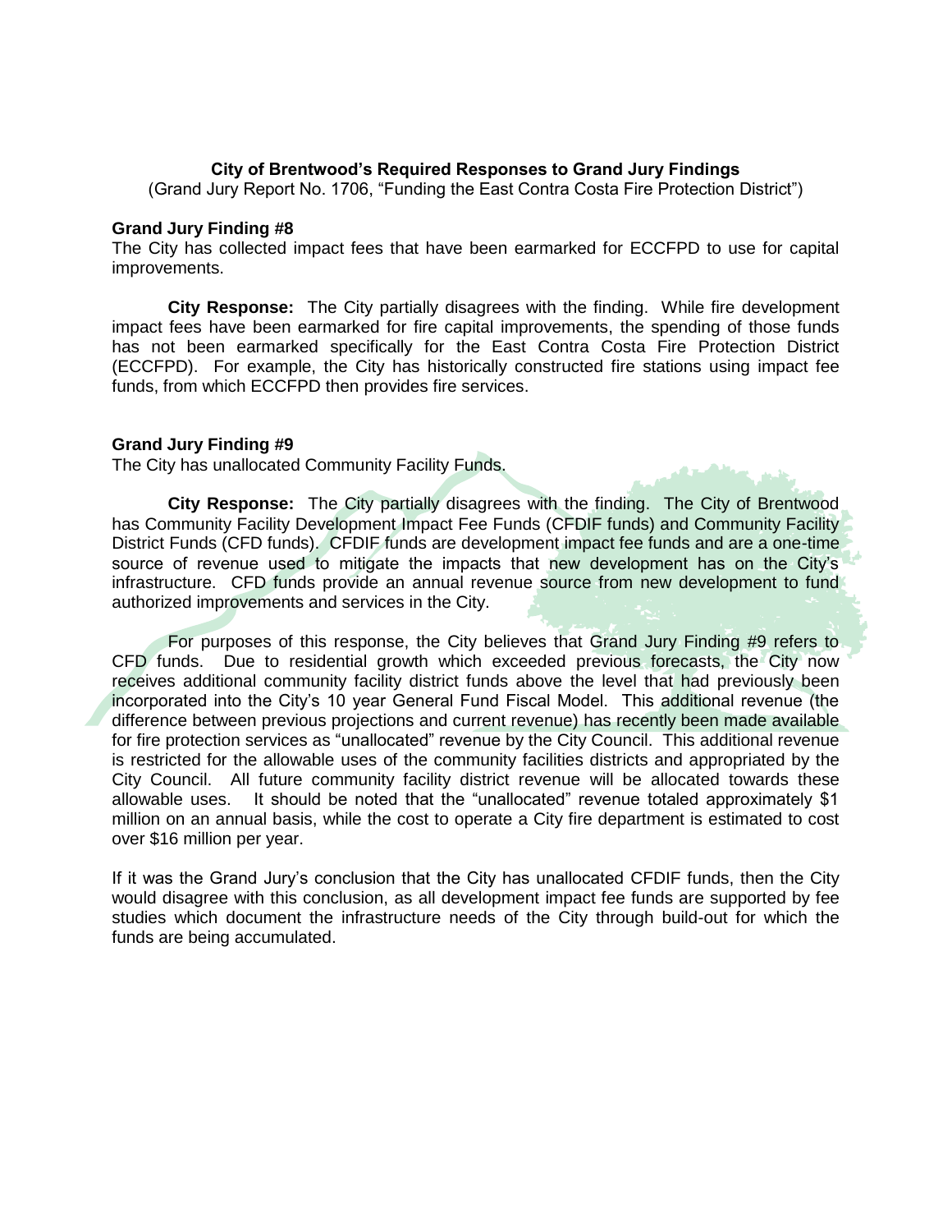**City of Brentwood's Required Responses to Grand Jury Findings**

(Grand Jury Report No. 1706, "Funding the East Contra Costa Fire Protection District")

**Grand Jury Finding #8**

The City has collected impact fees that have been earmarked for ECCFPD to use for capital improvements.

**City Response:** The City partially disagrees with the finding. While fire development impact fees have been earmarked for fire capital improvements, the spending of those funds has not been earmarked specifically for the East Contra Costa Fire Protection District (ECCFPD). For example, the City has historically constructed fire stations using impact fee funds, from which ECCFPD then provides fire services.

**Grand Jury Finding #9**

The City has unallocated Community Facility Funds.

**City Response:** The City partially disagrees with the finding. The City of Brentwood has Community Facility Development Impact Fee Funds (CFDIF funds) and Community Facility District Funds (CFD funds). CFDIF funds are development impact fee funds and are a one-time source of revenue used to mitigate the impacts that new development has on the City's infrastructure. CFD funds provide an annual revenue source from new development to fund authorized improvements and services in the City.

For purposes of this response, the City believes that Grand Jury Finding #9 refers to CFD funds. Due to residential growth which exceeded previous forecasts, the City now receives additional community facility district funds above the level that had previously been incorporated into the City's 10 year General Fund Fiscal Model. This additional revenue (the difference between previous projections and current revenue) has recently been made available for fire protection services as "unallocated" revenue by the City Council. This additional revenue is restricted for the allowable uses of the community facilities districts and appropriated by the City Council. All future community facility district revenue will be allocated towards these allowable uses. It should be noted that the "unallocated" revenue totaled approximately $1 million on an annual basis, while the cost to operate a City fire department is estimated to cost over $16 million per year.

If it was the Grand Jury's conclusion that the City has unallocated CFDIF funds, then the City would disagree with this conclusion, as all development impact fee funds are supported by fee studies which document the infrastructure needs of the City through build-out for which the funds are being accumulated.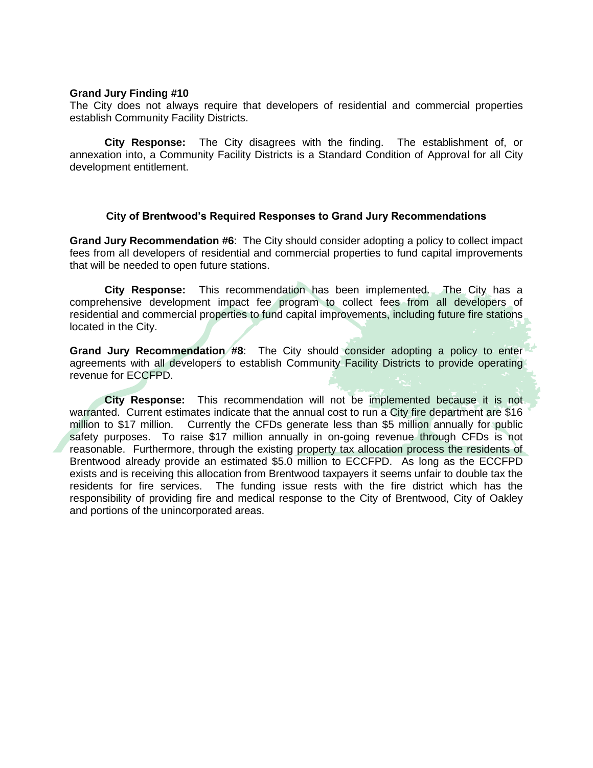**Grand Jury Finding #10**

The City does not always require that developers of residential and commercial properties establish Community Facility Districts.

**City Response:** The City disagrees with the finding. The establishment of, or annexation into, a Community Facility Districts is a Standard Condition of Approval for all City development entitlement.

**City of Brentwood's Required Responses to Grand Jury Recommendations**

**Grand Jury Recommendation #6**: The City should consider adopting a policy to collect impact fees from all developers of residential and commercial properties to fund capital improvements that will be needed to open future stations.

**City Response:** This recommendation has been implemented. The City has a comprehensive development impact fee program to collect fees from all developers of residential and commercial properties to fund capital improvements, including future fire stations located in the City.

**Grand Jury Recommendation #8**: The City should consider adopting a policy to enter agreements with all developers to establish Community Facility Districts to provide operating revenue for ECCFPD.

**City Response:** This recommendation will not be implemented because it is not warranted. Current estimates indicate that the annual cost to run a City fire department are $16 million to $17 million. Currently the CFDs generate less than $5 million annually for public safety purposes. To raise $17 million annually in on-going revenue through CFDs is not reasonable. Furthermore, through the existing property tax allocation process the residents of Brentwood already provide an estimated $5.0 million to ECCFPD. As long as the ECCFPD exists and is receiving this allocation from Brentwood taxpayers it seems unfair to double tax the residents for fire services. The funding issue rests with the fire district which has the responsibility of providing fire and medical response to the City of Brentwood, City of Oakley and portions of the unincorporated areas.